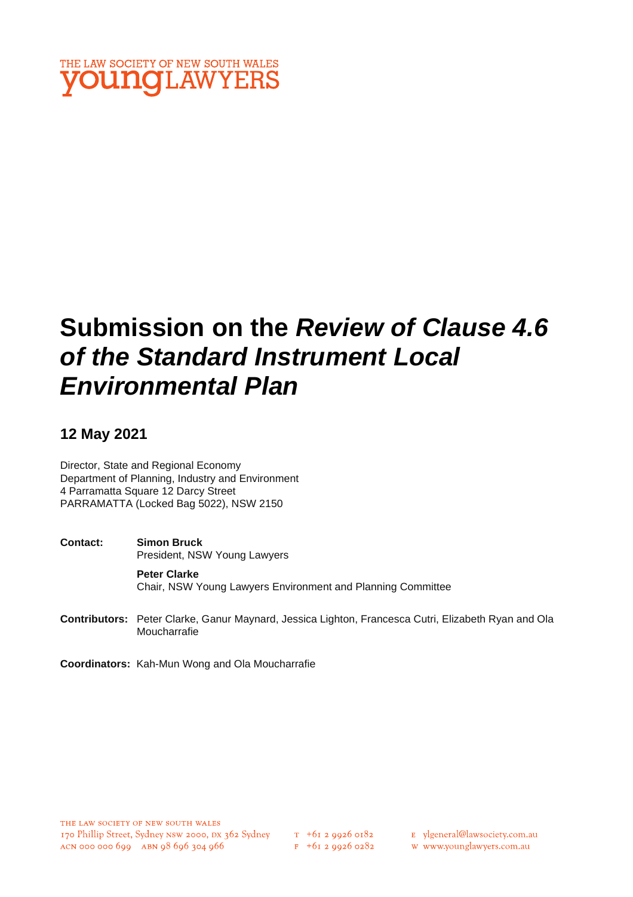THE LAW SOCIETY OF NEW SOUTH WALES
youngLAWYERS

# Submission on the *Review of Clause 4.6 of the Standard Instrument Local Environmental Plan*

## 12 May 2021

Director, State and Regional Economy
Department of Planning, Industry and Environment
4 Parramatta Square 12 Darcy Street
PARRAMATTA (Locked Bag 5022), NSW 2150

**Contact:** **Simon Bruck**
President, NSW Young Lawyers

**Peter Clarke**
Chair, NSW Young Lawyers Environment and Planning Committee

**Contributors:** Peter Clarke, Ganur Maynard, Jessica Lighton, Francesca Cutri, Elizabeth Ryan and Ola Moucharrafie

**Coordinators:** Kah-Mun Wong and Ola Moucharrafie

THE LAW SOCIETY OF NEW SOUTH WALES
170 Phillip Street, Sydney NSW 2000, DX 362 Sydney
ACN 000 000 699 ABN 98 696 304 966
T +61 2 9926 0182
F +61 2 9926 0282
E ylgeneral@lawsociety.com.au
W www.younglawyers.com.au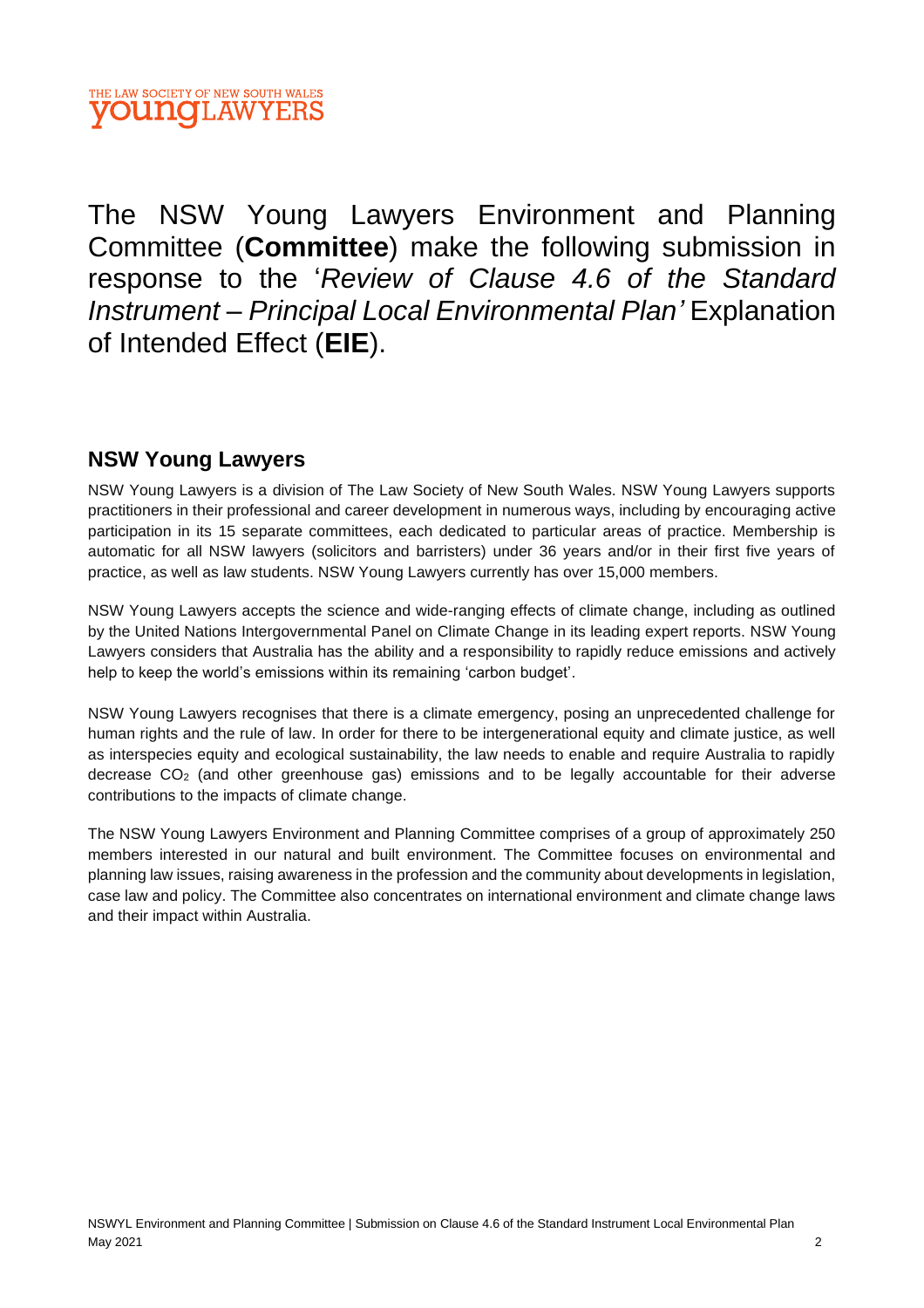The NSW Young Lawyers Environment and Planning Committee (**Committee**) make the following submission in response to the '*Review of Clause 4.6 of the Standard Instrument – Principal Local Environmental Plan'* Explanation of Intended Effect (**EIE**).

## NSW Young Lawyers

NSW Young Lawyers is a division of The Law Society of New South Wales. NSW Young Lawyers supports practitioners in their professional and career development in numerous ways, including by encouraging active participation in its 15 separate committees, each dedicated to particular areas of practice. Membership is automatic for all NSW lawyers (solicitors and barristers) under 36 years and/or in their first five years of practice, as well as law students. NSW Young Lawyers currently has over 15,000 members.

NSW Young Lawyers accepts the science and wide-ranging effects of climate change, including as outlined by the United Nations Intergovernmental Panel on Climate Change in its leading expert reports. NSW Young Lawyers considers that Australia has the ability and a responsibility to rapidly reduce emissions and actively help to keep the world's emissions within its remaining 'carbon budget'.

NSW Young Lawyers recognises that there is a climate emergency, posing an unprecedented challenge for human rights and the rule of law. In order for there to be intergenerational equity and climate justice, as well as interspecies equity and ecological sustainability, the law needs to enable and require Australia to rapidly decrease $CO_2$ (and other greenhouse gas) emissions and to be legally accountable for their adverse contributions to the impacts of climate change.

The NSW Young Lawyers Environment and Planning Committee comprises of a group of approximately 250 members interested in our natural and built environment. The Committee focuses on environmental and planning law issues, raising awareness in the profession and the community about developments in legislation, case law and policy. The Committee also concentrates on international environment and climate change laws and their impact within Australia.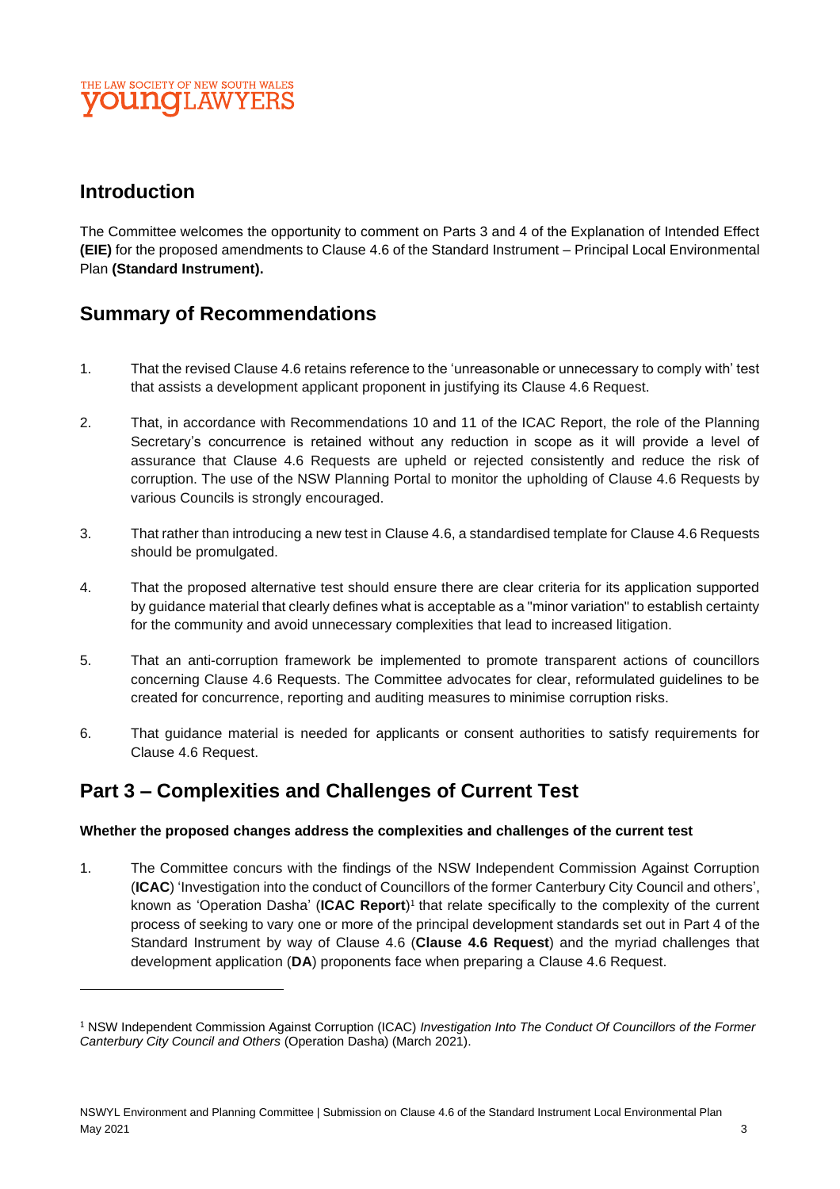## Introduction

The Committee welcomes the opportunity to comment on Parts 3 and 4 of the Explanation of Intended Effect **(EIE)** for the proposed amendments to Clause 4.6 of the Standard Instrument – Principal Local Environmental Plan **(Standard Instrument).**

## Summary of Recommendations

1. That the revised Clause 4.6 retains reference to the 'unreasonable or unnecessary to comply with' test that assists a development applicant proponent in justifying its Clause 4.6 Request.
2. That, in accordance with Recommendations 10 and 11 of the ICAC Report, the role of the Planning Secretary's concurrence is retained without any reduction in scope as it will provide a level of assurance that Clause 4.6 Requests are upheld or rejected consistently and reduce the risk of corruption. The use of the NSW Planning Portal to monitor the upholding of Clause 4.6 Requests by various Councils is strongly encouraged.
3. That rather than introducing a new test in Clause 4.6, a standardised template for Clause 4.6 Requests should be promulgated.
4. That the proposed alternative test should ensure there are clear criteria for its application supported by guidance material that clearly defines what is acceptable as a "minor variation" to establish certainty for the community and avoid unnecessary complexities that lead to increased litigation.
5. That an anti-corruption framework be implemented to promote transparent actions of councillors concerning Clause 4.6 Requests. The Committee advocates for clear, reformulated guidelines to be created for concurrence, reporting and auditing measures to minimise corruption risks.
6. That guidance material is needed for applicants or consent authorities to satisfy requirements for Clause 4.6 Request.

## Part 3 – Complexities and Challenges of Current Test

**Whether the proposed changes address the complexities and challenges of the current test**

1. The Committee concurs with the findings of the NSW Independent Commission Against Corruption (**ICAC**) 'Investigation into the conduct of Councillors of the former Canterbury City Council and others', known as 'Operation Dasha' (**ICAC Report**)[1] that relate specifically to the complexity of the current process of seeking to vary one or more of the principal development standards set out in Part 4 of the Standard Instrument by way of Clause 4.6 (**Clause 4.6 Request**) and the myriad challenges that development application (**DA**) proponents face when preparing a Clause 4.6 Request.

---

[1] NSW Independent Commission Against Corruption (ICAC) *Investigation Into The Conduct Of Councillors of the Former Canterbury City Council and Others* (Operation Dasha) (March 2021).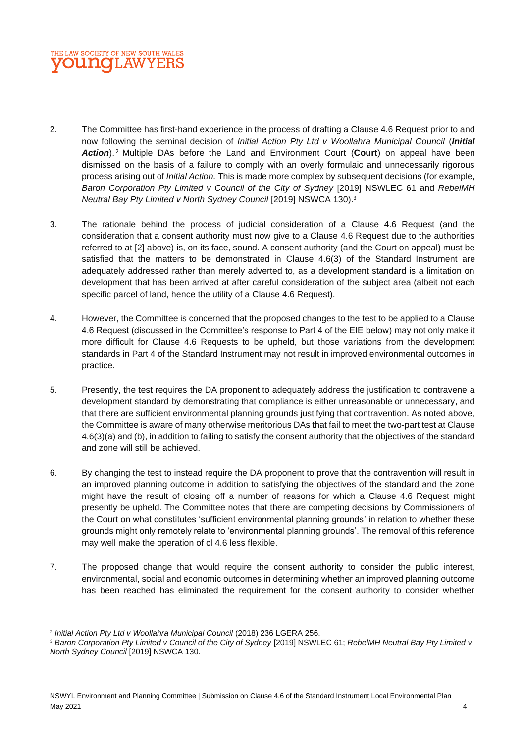2. The Committee has first-hand experience in the process of drafting a Clause 4.6 Request prior to and now following the seminal decision of *Initial Action Pty Ltd v Woollahra Municipal Council* (***Initial Action***).[2] Multiple DAs before the Land and Environment Court (**Court**) on appeal have been dismissed on the basis of a failure to comply with an overly formulaic and unnecessarily rigorous process arising out of *Initial Action.* This is made more complex by subsequent decisions (for example, *Baron Corporation Pty Limited v Council of the City of Sydney* [2019] NSWLEC 61 and *RebelMH Neutral Bay Pty Limited v North Sydney Council* [2019] NSWCA 130).[3]

3. The rationale behind the process of judicial consideration of a Clause 4.6 Request (and the consideration that a consent authority must now give to a Clause 4.6 Request due to the authorities referred to at [2] above) is, on its face, sound. A consent authority (and the Court on appeal) must be satisfied that the matters to be demonstrated in Clause 4.6(3) of the Standard Instrument are adequately addressed rather than merely adverted to, as a development standard is a limitation on development that has been arrived at after careful consideration of the subject area (albeit not each specific parcel of land, hence the utility of a Clause 4.6 Request).

4. However, the Committee is concerned that the proposed changes to the test to be applied to a Clause 4.6 Request (discussed in the Committee's response to Part 4 of the EIE below) may not only make it more difficult for Clause 4.6 Requests to be upheld, but those variations from the development standards in Part 4 of the Standard Instrument may not result in improved environmental outcomes in practice.

5. Presently, the test requires the DA proponent to adequately address the justification to contravene a development standard by demonstrating that compliance is either unreasonable or unnecessary, and that there are sufficient environmental planning grounds justifying that contravention. As noted above, the Committee is aware of many otherwise meritorious DAs that fail to meet the two-part test at Clause 4.6(3)(a) and (b), in addition to failing to satisfy the consent authority that the objectives of the standard and zone will still be achieved.

6. By changing the test to instead require the DA proponent to prove that the contravention will result in an improved planning outcome in addition to satisfying the objectives of the standard and the zone might have the result of closing off a number of reasons for which a Clause 4.6 Request might presently be upheld. The Committee notes that there are competing decisions by Commissioners of the Court on what constitutes 'sufficient environmental planning grounds' in relation to whether these grounds might only remotely relate to 'environmental planning grounds'. The removal of this reference may well make the operation of cl 4.6 less flexible.

7. The proposed change that would require the consent authority to consider the public interest, environmental, social and economic outcomes in determining whether an improved planning outcome has been reached has eliminated the requirement for the consent authority to consider whether

---

[2] *Initial Action Pty Ltd v Woollahra Municipal Council* (2018) 236 LGERA 256.

[3] *Baron Corporation Pty Limited v Council of the City of Sydney* [2019] NSWLEC 61; *RebelMH Neutral Bay Pty Limited v North Sydney Council* [2019] NSWCA 130.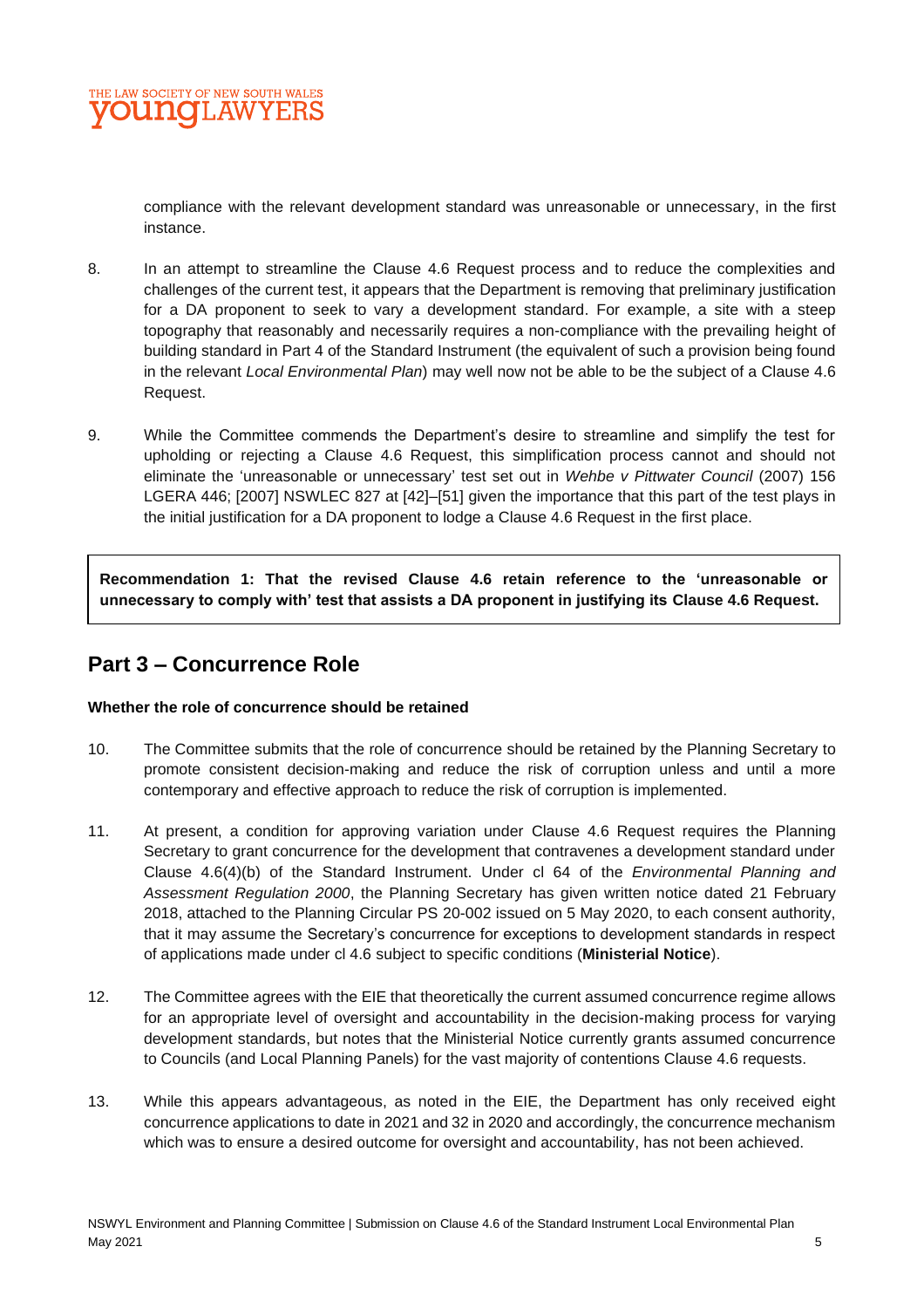compliance with the relevant development standard was unreasonable or unnecessary, in the first instance.

8. In an attempt to streamline the Clause 4.6 Request process and to reduce the complexities and challenges of the current test, it appears that the Department is removing that preliminary justification for a DA proponent to seek to vary a development standard. For example, a site with a steep topography that reasonably and necessarily requires a non-compliance with the prevailing height of building standard in Part 4 of the Standard Instrument (the equivalent of such a provision being found in the relevant *Local Environmental Plan*) may well now not be able to be the subject of a Clause 4.6 Request.

9. While the Committee commends the Department's desire to streamline and simplify the test for upholding or rejecting a Clause 4.6 Request, this simplification process cannot and should not eliminate the 'unreasonable or unnecessary' test set out in *Wehbe v Pittwater Council* (2007) 156 LGERA 446; [2007] NSWLEC 827 at [42]–[51] given the importance that this part of the test plays in the initial justification for a DA proponent to lodge a Clause 4.6 Request in the first place.

**Recommendation 1: That the revised Clause 4.6 retain reference to the 'unreasonable or unnecessary to comply with' test that assists a DA proponent in justifying its Clause 4.6 Request.**

## Part 3 – Concurrence Role

**Whether the role of concurrence should be retained**

10. The Committee submits that the role of concurrence should be retained by the Planning Secretary to promote consistent decision-making and reduce the risk of corruption unless and until a more contemporary and effective approach to reduce the risk of corruption is implemented.

11. At present, a condition for approving variation under Clause 4.6 Request requires the Planning Secretary to grant concurrence for the development that contravenes a development standard under Clause 4.6(4)(b) of the Standard Instrument. Under cl 64 of the *Environmental Planning and Assessment Regulation 2000*, the Planning Secretary has given written notice dated 21 February 2018, attached to the Planning Circular PS 20-002 issued on 5 May 2020, to each consent authority, that it may assume the Secretary's concurrence for exceptions to development standards in respect of applications made under cl 4.6 subject to specific conditions (**Ministerial Notice**).

12. The Committee agrees with the EIE that theoretically the current assumed concurrence regime allows for an appropriate level of oversight and accountability in the decision-making process for varying development standards, but notes that the Ministerial Notice currently grants assumed concurrence to Councils (and Local Planning Panels) for the vast majority of contentions Clause 4.6 requests.

13. While this appears advantageous, as noted in the EIE, the Department has only received eight concurrence applications to date in 2021 and 32 in 2020 and accordingly, the concurrence mechanism which was to ensure a desired outcome for oversight and accountability, has not been achieved.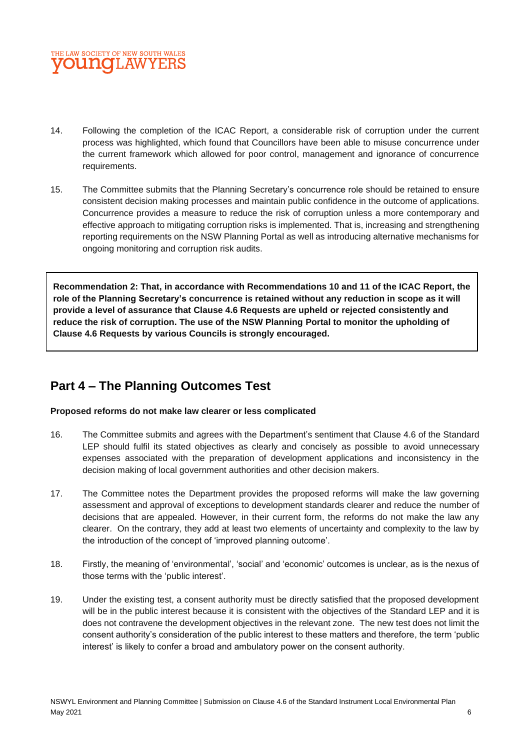14. Following the completion of the ICAC Report, a considerable risk of corruption under the current process was highlighted, which found that Councillors have been able to misuse concurrence under the current framework which allowed for poor control, management and ignorance of concurrence requirements.

15. The Committee submits that the Planning Secretary's concurrence role should be retained to ensure consistent decision making processes and maintain public confidence in the outcome of applications. Concurrence provides a measure to reduce the risk of corruption unless a more contemporary and effective approach to mitigating corruption risks is implemented. That is, increasing and strengthening reporting requirements on the NSW Planning Portal as well as introducing alternative mechanisms for ongoing monitoring and corruption risk audits.

**Recommendation 2: That, in accordance with Recommendations 10 and 11 of the ICAC Report, the role of the Planning Secretary's concurrence is retained without any reduction in scope as it will provide a level of assurance that Clause 4.6 Requests are upheld or rejected consistently and reduce the risk of corruption. The use of the NSW Planning Portal to monitor the upholding of Clause 4.6 Requests by various Councils is strongly encouraged.**

## Part 4 – The Planning Outcomes Test

**Proposed reforms do not make law clearer or less complicated**

16. The Committee submits and agrees with the Department's sentiment that Clause 4.6 of the Standard LEP should fulfil its stated objectives as clearly and concisely as possible to avoid unnecessary expenses associated with the preparation of development applications and inconsistency in the decision making of local government authorities and other decision makers.

17. The Committee notes the Department provides the proposed reforms will make the law governing assessment and approval of exceptions to development standards clearer and reduce the number of decisions that are appealed. However, in their current form, the reforms do not make the law any clearer. On the contrary, they add at least two elements of uncertainty and complexity to the law by the introduction of the concept of 'improved planning outcome'.

18. Firstly, the meaning of 'environmental', 'social' and 'economic' outcomes is unclear, as is the nexus of those terms with the 'public interest'.

19. Under the existing test, a consent authority must be directly satisfied that the proposed development will be in the public interest because it is consistent with the objectives of the Standard LEP and it is does not contravene the development objectives in the relevant zone. The new test does not limit the consent authority's consideration of the public interest to these matters and therefore, the term 'public interest' is likely to confer a broad and ambulatory power on the consent authority.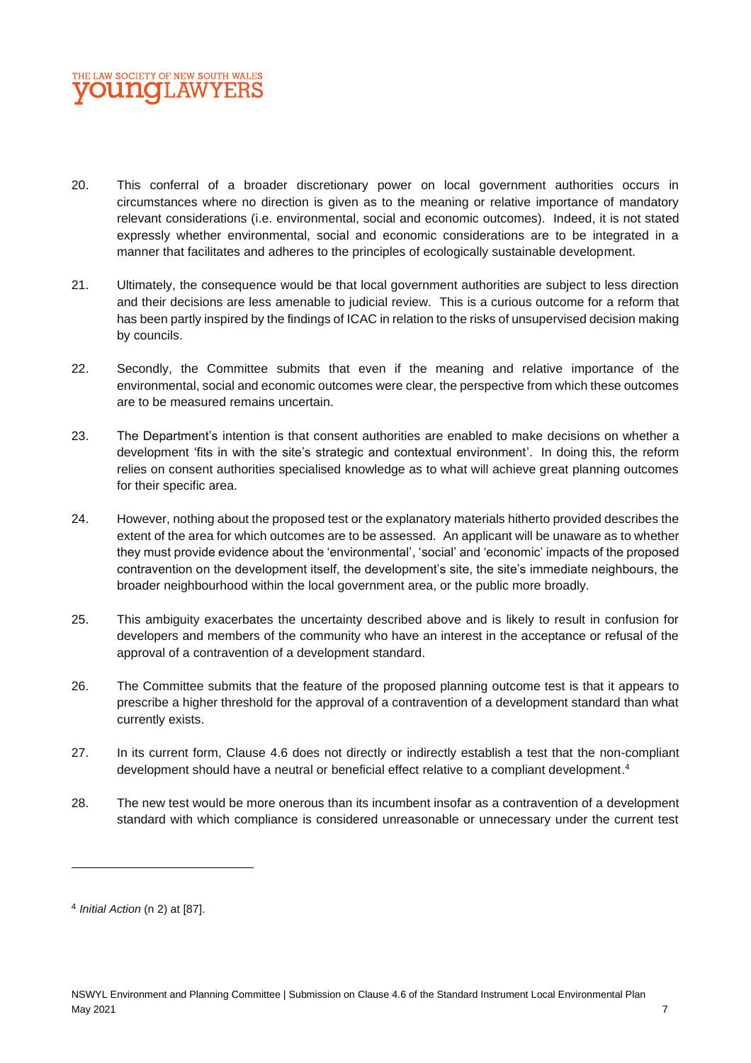20. This conferral of a broader discretionary power on local government authorities occurs in circumstances where no direction is given as to the meaning or relative importance of mandatory relevant considerations (i.e. environmental, social and economic outcomes). Indeed, it is not stated expressly whether environmental, social and economic considerations are to be integrated in a manner that facilitates and adheres to the principles of ecologically sustainable development.

21. Ultimately, the consequence would be that local government authorities are subject to less direction and their decisions are less amenable to judicial review. This is a curious outcome for a reform that has been partly inspired by the findings of ICAC in relation to the risks of unsupervised decision making by councils.

22. Secondly, the Committee submits that even if the meaning and relative importance of the environmental, social and economic outcomes were clear, the perspective from which these outcomes are to be measured remains uncertain.

23. The Department's intention is that consent authorities are enabled to make decisions on whether a development 'fits in with the site's strategic and contextual environment'. In doing this, the reform relies on consent authorities specialised knowledge as to what will achieve great planning outcomes for their specific area.

24. However, nothing about the proposed test or the explanatory materials hitherto provided describes the extent of the area for which outcomes are to be assessed. An applicant will be unaware as to whether they must provide evidence about the 'environmental', 'social' and 'economic' impacts of the proposed contravention on the development itself, the development's site, the site's immediate neighbours, the broader neighbourhood within the local government area, or the public more broadly.

25. This ambiguity exacerbates the uncertainty described above and is likely to result in confusion for developers and members of the community who have an interest in the acceptance or refusal of the approval of a contravention of a development standard.

26. The Committee submits that the feature of the proposed planning outcome test is that it appears to prescribe a higher threshold for the approval of a contravention of a development standard than what currently exists.

27. In its current form, Clause 4.6 does not directly or indirectly establish a test that the non-compliant development should have a neutral or beneficial effect relative to a compliant development.[4]

28. The new test would be more onerous than its incumbent insofar as a contravention of a development standard with which compliance is considered unreasonable or unnecessary under the current test

[4] *Initial Action* (n 2) at [87].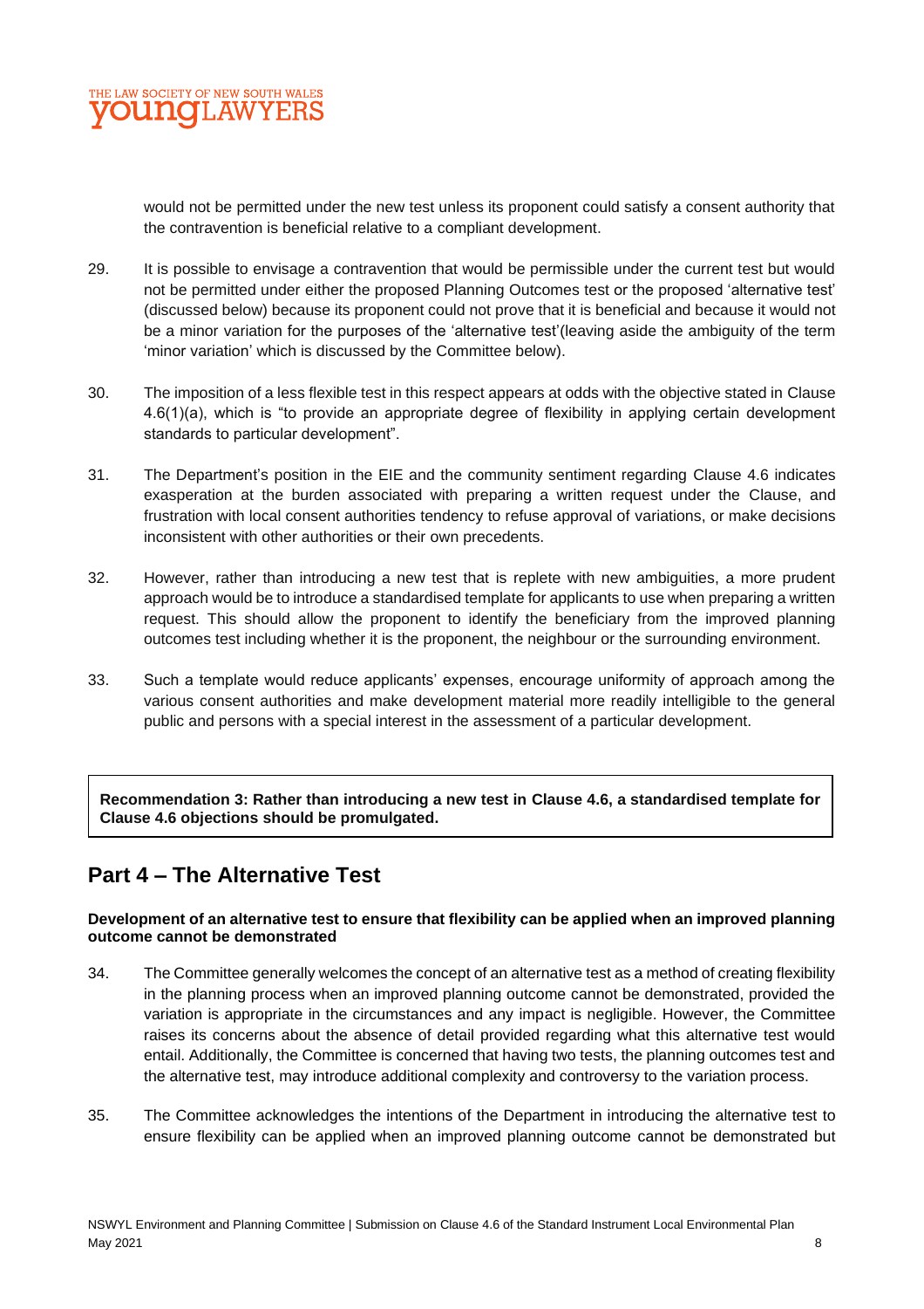would not be permitted under the new test unless its proponent could satisfy a consent authority that the contravention is beneficial relative to a compliant development.

29. It is possible to envisage a contravention that would be permissible under the current test but would not be permitted under either the proposed Planning Outcomes test or the proposed 'alternative test' (discussed below) because its proponent could not prove that it is beneficial and because it would not be a minor variation for the purposes of the 'alternative test'(leaving aside the ambiguity of the term 'minor variation' which is discussed by the Committee below).

30. The imposition of a less flexible test in this respect appears at odds with the objective stated in Clause 4.6(1)(a), which is "to provide an appropriate degree of flexibility in applying certain development standards to particular development".

31. The Department's position in the EIE and the community sentiment regarding Clause 4.6 indicates exasperation at the burden associated with preparing a written request under the Clause, and frustration with local consent authorities tendency to refuse approval of variations, or make decisions inconsistent with other authorities or their own precedents.

32. However, rather than introducing a new test that is replete with new ambiguities, a more prudent approach would be to introduce a standardised template for applicants to use when preparing a written request. This should allow the proponent to identify the beneficiary from the improved planning outcomes test including whether it is the proponent, the neighbour or the surrounding environment.

33. Such a template would reduce applicants' expenses, encourage uniformity of approach among the various consent authorities and make development material more readily intelligible to the general public and persons with a special interest in the assessment of a particular development.

**Recommendation 3: Rather than introducing a new test in Clause 4.6, a standardised template for Clause 4.6 objections should be promulgated.**

## Part 4 – The Alternative Test

**Development of an alternative test to ensure that flexibility can be applied when an improved planning outcome cannot be demonstrated**

34. The Committee generally welcomes the concept of an alternative test as a method of creating flexibility in the planning process when an improved planning outcome cannot be demonstrated, provided the variation is appropriate in the circumstances and any impact is negligible. However, the Committee raises its concerns about the absence of detail provided regarding what this alternative test would entail. Additionally, the Committee is concerned that having two tests, the planning outcomes test and the alternative test, may introduce additional complexity and controversy to the variation process.

35. The Committee acknowledges the intentions of the Department in introducing the alternative test to ensure flexibility can be applied when an improved planning outcome cannot be demonstrated but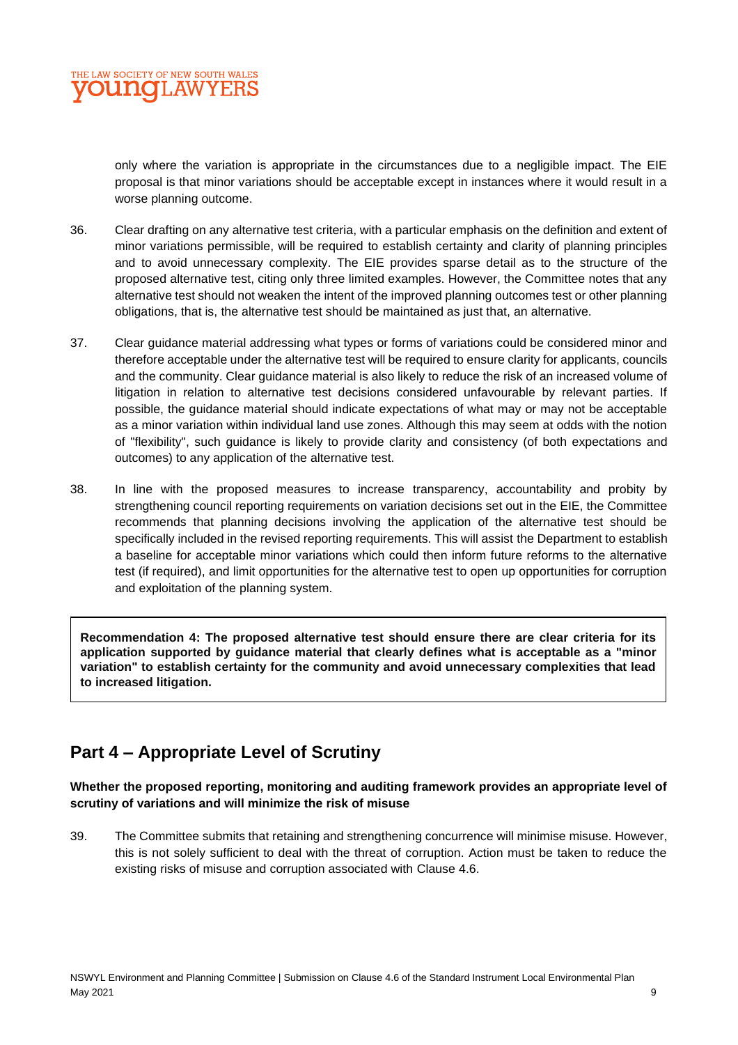only where the variation is appropriate in the circumstances due to a negligible impact. The EIE proposal is that minor variations should be acceptable except in instances where it would result in a worse planning outcome.

36. Clear drafting on any alternative test criteria, with a particular emphasis on the definition and extent of minor variations permissible, will be required to establish certainty and clarity of planning principles and to avoid unnecessary complexity. The EIE provides sparse detail as to the structure of the proposed alternative test, citing only three limited examples. However, the Committee notes that any alternative test should not weaken the intent of the improved planning outcomes test or other planning obligations, that is, the alternative test should be maintained as just that, an alternative.

37. Clear guidance material addressing what types or forms of variations could be considered minor and therefore acceptable under the alternative test will be required to ensure clarity for applicants, councils and the community. Clear guidance material is also likely to reduce the risk of an increased volume of litigation in relation to alternative test decisions considered unfavourable by relevant parties. If possible, the guidance material should indicate expectations of what may or may not be acceptable as a minor variation within individual land use zones. Although this may seem at odds with the notion of "flexibility", such guidance is likely to provide clarity and consistency (of both expectations and outcomes) to any application of the alternative test.

38. In line with the proposed measures to increase transparency, accountability and probity by strengthening council reporting requirements on variation decisions set out in the EIE, the Committee recommends that planning decisions involving the application of the alternative test should be specifically included in the revised reporting requirements. This will assist the Department to establish a baseline for acceptable minor variations which could then inform future reforms to the alternative test (if required), and limit opportunities for the alternative test to open up opportunities for corruption and exploitation of the planning system.

**Recommendation 4: The proposed alternative test should ensure there are clear criteria for its application supported by guidance material that clearly defines what is acceptable as a "minor variation" to establish certainty for the community and avoid unnecessary complexities that lead to increased litigation.**

## Part 4 – Appropriate Level of Scrutiny

**Whether the proposed reporting, monitoring and auditing framework provides an appropriate level of scrutiny of variations and will minimize the risk of misuse**

39. The Committee submits that retaining and strengthening concurrence will minimise misuse. However, this is not solely sufficient to deal with the threat of corruption. Action must be taken to reduce the existing risks of misuse and corruption associated with Clause 4.6.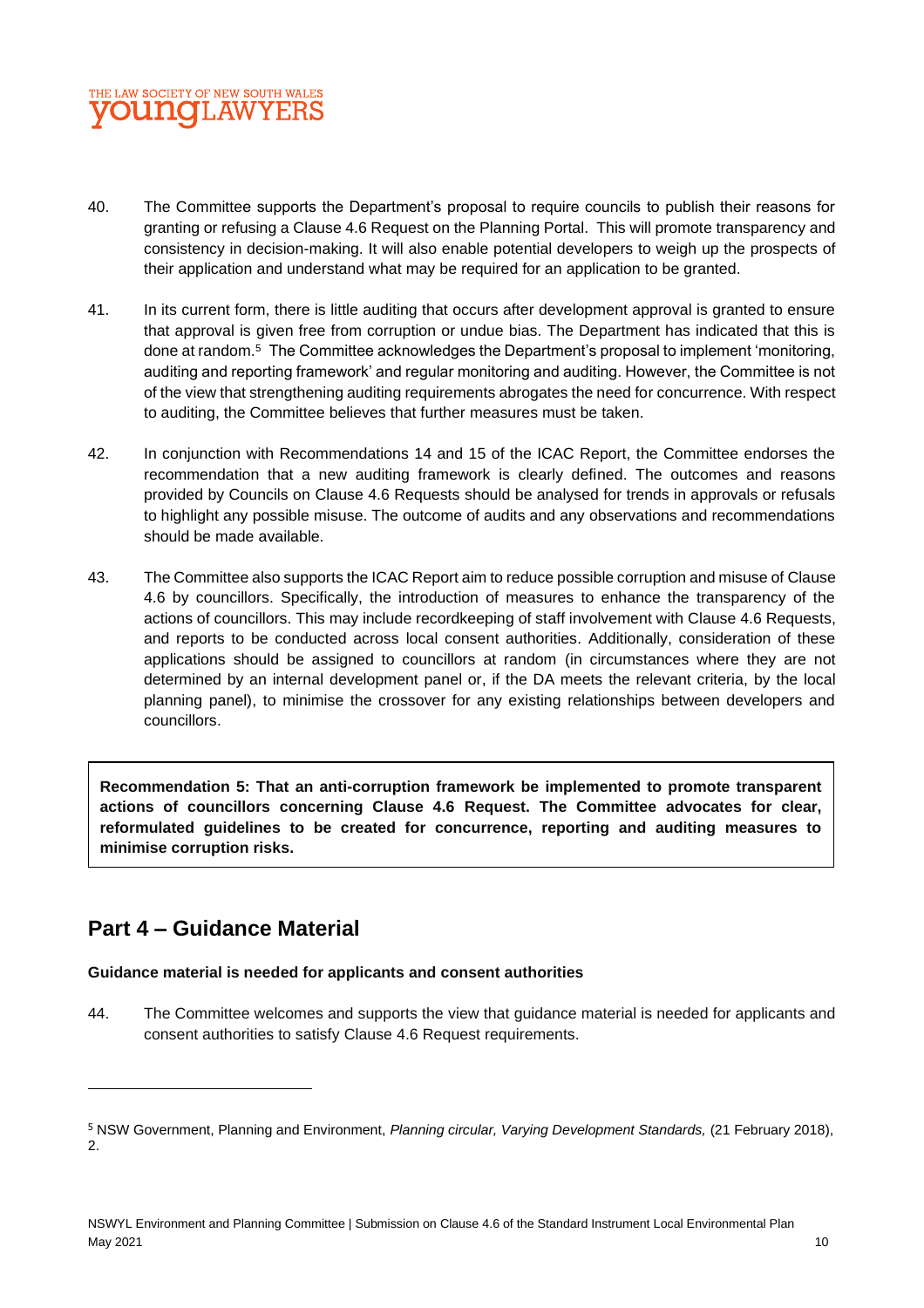40. The Committee supports the Department's proposal to require councils to publish their reasons for granting or refusing a Clause 4.6 Request on the Planning Portal. This will promote transparency and consistency in decision-making. It will also enable potential developers to weigh up the prospects of their application and understand what may be required for an application to be granted.

41. In its current form, there is little auditing that occurs after development approval is granted to ensure that approval is given free from corruption or undue bias. The Department has indicated that this is done at random.[5] The Committee acknowledges the Department's proposal to implement 'monitoring, auditing and reporting framework' and regular monitoring and auditing. However, the Committee is not of the view that strengthening auditing requirements abrogates the need for concurrence. With respect to auditing, the Committee believes that further measures must be taken.

42. In conjunction with Recommendations 14 and 15 of the ICAC Report, the Committee endorses the recommendation that a new auditing framework is clearly defined. The outcomes and reasons provided by Councils on Clause 4.6 Requests should be analysed for trends in approvals or refusals to highlight any possible misuse. The outcome of audits and any observations and recommendations should be made available.

43. The Committee also supports the ICAC Report aim to reduce possible corruption and misuse of Clause 4.6 by councillors. Specifically, the introduction of measures to enhance the transparency of the actions of councillors. This may include recordkeeping of staff involvement with Clause 4.6 Requests, and reports to be conducted across local consent authorities. Additionally, consideration of these applications should be assigned to councillors at random (in circumstances where they are not determined by an internal development panel or, if the DA meets the relevant criteria, by the local planning panel), to minimise the crossover for any existing relationships between developers and councillors.

**Recommendation 5: That an anti-corruption framework be implemented to promote transparent actions of councillors concerning Clause 4.6 Request. The Committee advocates for clear, reformulated guidelines to be created for concurrence, reporting and auditing measures to minimise corruption risks.**

## Part 4 – Guidance Material

**Guidance material is needed for applicants and consent authorities**

44. The Committee welcomes and supports the view that guidance material is needed for applicants and consent authorities to satisfy Clause 4.6 Request requirements.

---

[5] NSW Government, Planning and Environment, *Planning circular, Varying Development Standards,* (21 February 2018), 2.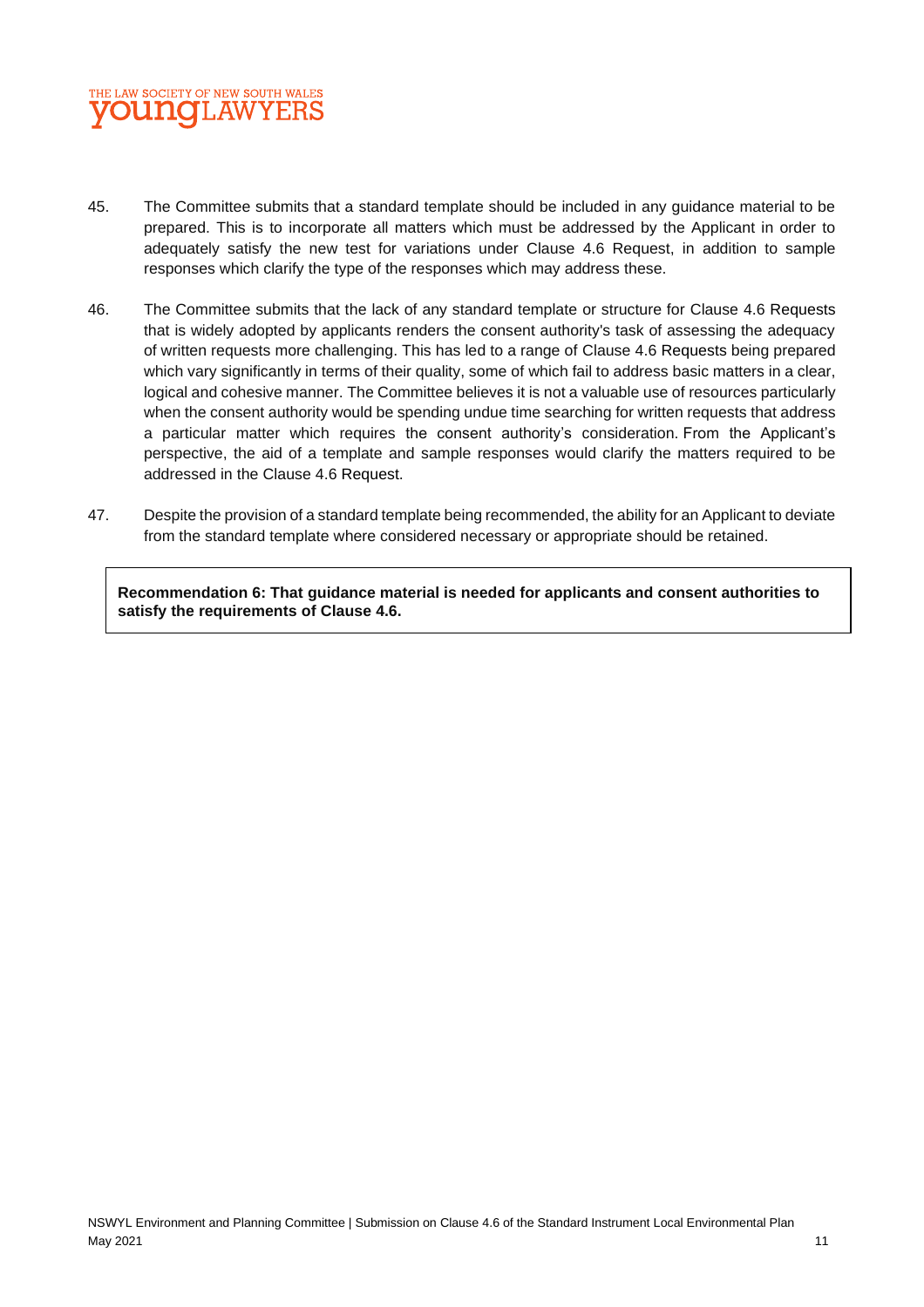45. The Committee submits that a standard template should be included in any guidance material to be prepared. This is to incorporate all matters which must be addressed by the Applicant in order to adequately satisfy the new test for variations under Clause 4.6 Request, in addition to sample responses which clarify the type of the responses which may address these.

46. The Committee submits that the lack of any standard template or structure for Clause 4.6 Requests that is widely adopted by applicants renders the consent authority's task of assessing the adequacy of written requests more challenging. This has led to a range of Clause 4.6 Requests being prepared which vary significantly in terms of their quality, some of which fail to address basic matters in a clear, logical and cohesive manner. The Committee believes it is not a valuable use of resources particularly when the consent authority would be spending undue time searching for written requests that address a particular matter which requires the consent authority's consideration. From the Applicant's perspective, the aid of a template and sample responses would clarify the matters required to be addressed in the Clause 4.6 Request.

47. Despite the provision of a standard template being recommended, the ability for an Applicant to deviate from the standard template where considered necessary or appropriate should be retained.

**Recommendation 6: That guidance material is needed for applicants and consent authorities to satisfy the requirements of Clause 4.6.**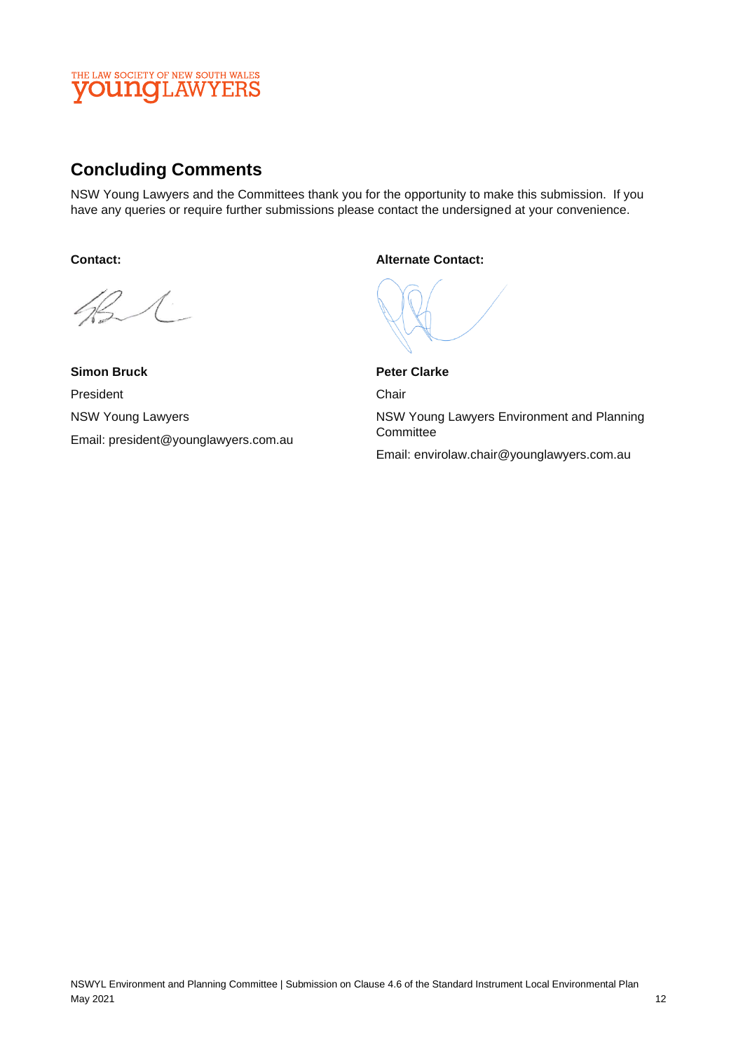## Concluding Comments

NSW Young Lawyers and the Committees thank you for the opportunity to make this submission. If you have any queries or require further submissions please contact the undersigned at your convenience.

**Contact:**

**Simon Bruck**
President
NSW Young Lawyers
Email: president@younglawyers.com.au

**Alternate Contact:**

**Peter Clarke**
Chair
NSW Young Lawyers Environment and Planning Committee
Email: envirolaw.chair@younglawyers.com.au